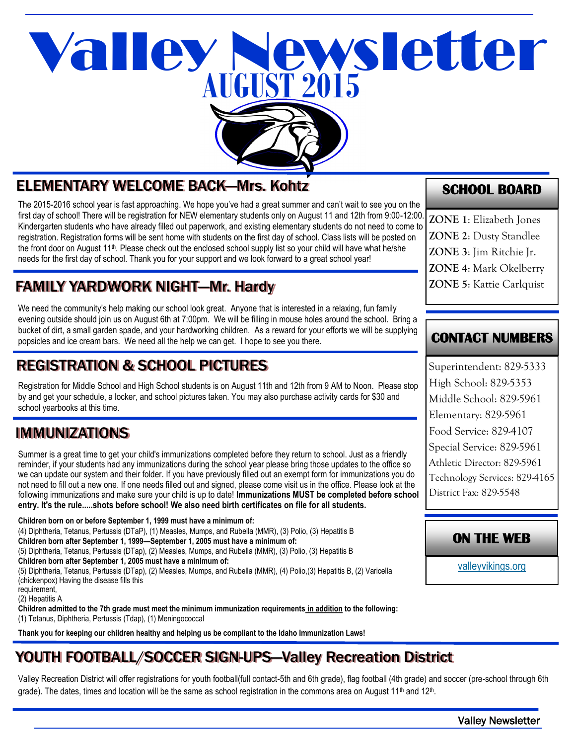# Valley Newsletter

## AUGUST 2015

## ELEMENTARY WELCOME BACK—Mrs. Kohtz

The 2015-2016 school year is fast approaching. We hope you've had a great summer and can't wait to see you on the first day of school! There will be registration for NEW elementary students only on August 11 and 12th from 9:00-12:00. Kindergarten students who have already filled out paperwork, and existing elementary students do not need to come to registration. Registration forms will be sent home with students on the first day of school. Class lists will be posted on the front door on August 11th. Please check out the enclosed school supply list so your child will have what he/she needs for the first day of school. Thank you for your support and we look forward to a great school year!

## FAMILY YARDWORK NIGHT—Mr. Hardy

We need the community's help making our school look great. Anyone that is interested in a relaxing, fun family evening outside should join us on August 6th at 7:00pm. We will be filling in mouse holes around the school. Bring a bucket of dirt, a small garden spade, and your hardworking children. As a reward for your efforts we will be supplying popsicles and ice cream bars. We need all the help we can get. I hope to see you there.

## REGISTRATION & SCHOOL PICTURES

Registration for Middle School and High School students is on August 11th and 12th from 9 AM to Noon. Please stop by and get your schedule, a locker, and school pictures taken. You may also purchase activity cards for $30 and school yearbooks at this time.

## IMMUNIZATIONS

Summer is a great time to get your child's immunizations completed before they return to school. Just as a friendly reminder, if your students had any immunizations during the school year please bring those updates to the office so we can update our system and their folder. If you have previously filled out an exempt form for immunizations you do not need to fill out a new one. If one needs filled out and signed, please come visit us in the office. Please look at the following immunizations and make sure your child is up to date! **Immunizations MUST be completed before school entry. It's the rule.....shots before school! We also need birth certificates on file for all students.**

**Children born on or before September 1, 1999 must have a minimum of:**
(4) Diphtheria, Tetanus, Pertussis (DTaP), (1) Measles, Mumps, and Rubella (MMR), (3) Polio, (3) Hepatitis B
**Children born after September 1, 1999—September 1, 2005 must have a minimum of:**
(5) Diphtheria, Tetanus, Pertussis (DTap), (2) Measles, Mumps, and Rubella (MMR), (3) Polio, (3) Hepatitis B
**Children born after September 1, 2005 must have a minimum of:**
(5) Diphtheria, Tetanus, Pertussis (DTap), (2) Measles, Mumps, and Rubella (MMR), (4) Polio,(3) Hepatitis B, (2) Varicella (chickenpox) Having the disease fills this requirement,
(2) Hepatitis A
**Children admitted to the 7th grade must meet the minimum immunization requirements in addition to the following:**
(1) Tetanus, Diphtheria, Pertussis (Tdap), (1) Meningococcal

**Thank you for keeping our children healthy and helping us be compliant to the Idaho Immunization Laws!**

## YOUTH FOOTBALL/SOCCER SIGN-UPS—Valley Recreation District

Valley Recreation District will offer registrations for youth football(full contact-5th and 6th grade), flag football (4th grade) and soccer (pre-school through 6th grade). The dates, times and location will be the same as school registration in the commons area on August 11th and 12th.

## SCHOOL BOARD

**ZONE 1**: Elizabeth Jones
**ZONE 2**: Dusty Standlee
**ZONE 3**: Jim Ritchie Jr.
**ZONE 4**: Mark Okelberry
**ZONE 5**: Kattie Carlquist

## CONTACT NUMBERS

Superintendent: 829-5333
High School: 829-5353
Middle School: 829-5961
Elementary: 829-5961
Food Service: 829-4107
Special Service: 829-5961
Athletic Director: 829-5961
Technology Services: 829-4165
District Fax: 829-5548

## ON THE WEB

valleyvikings.org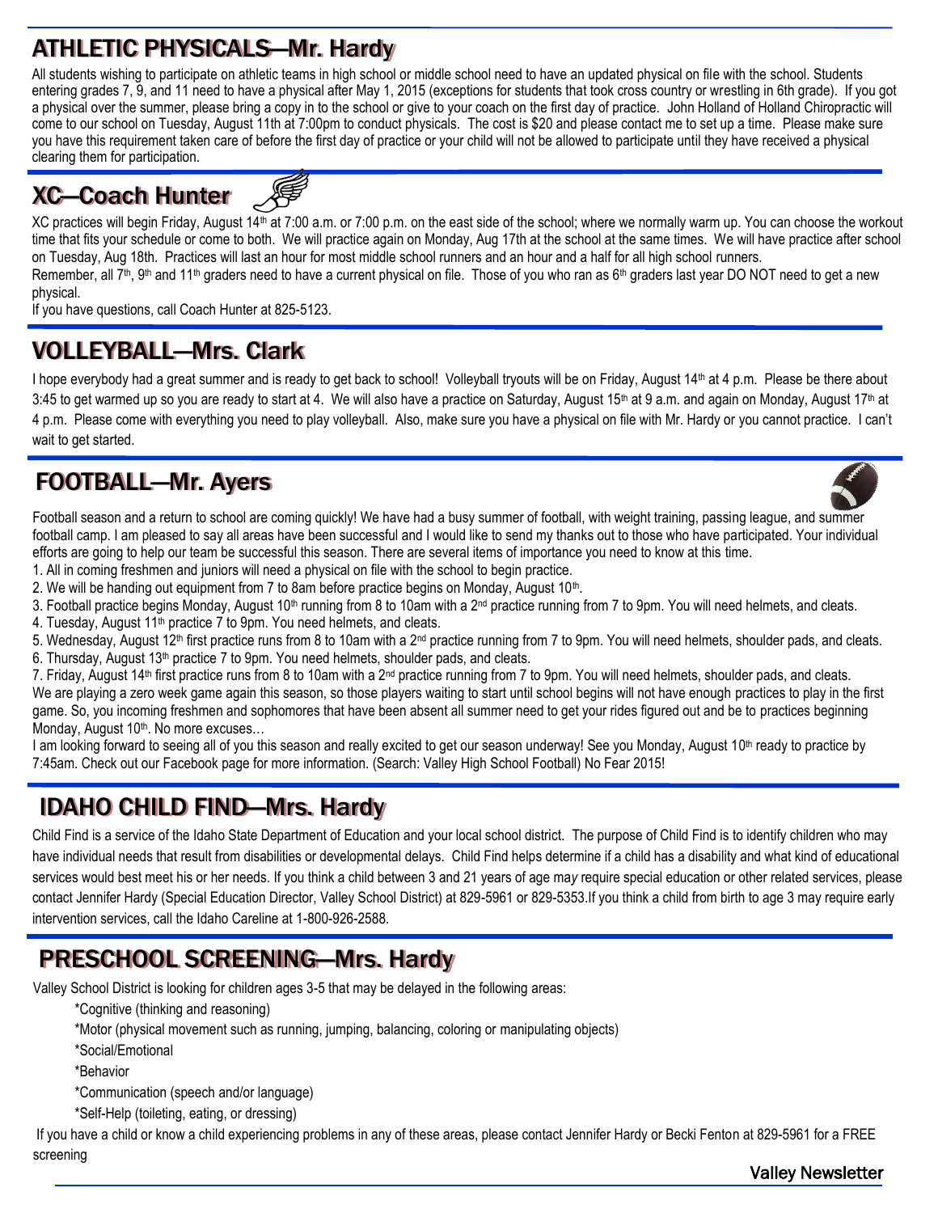## ATHLETIC PHYSICALS—Mr. Hardy

All students wishing to participate on athletic teams in high school or middle school need to have an updated physical on file with the school. Students entering grades 7, 9, and 11 need to have a physical after May 1, 2015 (exceptions for students that took cross country or wrestling in 6th grade). If you got a physical over the summer, please bring a copy in to the school or give to your coach on the first day of practice. John Holland of Holland Chiropractic will come to our school on Tuesday, August 11th at 7:00pm to conduct physicals. The cost is $20 and please contact me to set up a time. Please make sure you have this requirement taken care of before the first day of practice or your child will not be allowed to participate until they have received a physical clearing them for participation.

## XC—Coach Hunter

XC practices will begin Friday, August 14th at 7:00 a.m. or 7:00 p.m. on the east side of the school; where we normally warm up. You can choose the workout time that fits your schedule or come to both. We will practice again on Monday, Aug 17th at the school at the same times. We will have practice after school on Tuesday, Aug 18th. Practices will last an hour for most middle school runners and an hour and a half for all high school runners.
Remember, all 7th, 9th and 11th graders need to have a current physical on file. Those of you who ran as 6th graders last year DO NOT need to get a new physical.
If you have questions, call Coach Hunter at 825-5123.

## VOLLEYBALL—Mrs. Clark

I hope everybody had a great summer and is ready to get back to school! Volleyball tryouts will be on Friday, August 14th at 4 p.m. Please be there about 3:45 to get warmed up so you are ready to start at 4. We will also have a practice on Saturday, August 15th at 9 a.m. and again on Monday, August 17th at 4 p.m. Please come with everything you need to play volleyball. Also, make sure you have a physical on file with Mr. Hardy or you cannot practice. I can't wait to get started.

## FOOTBALL—Mr. Ayers

Football season and a return to school are coming quickly! We have had a busy summer of football, with weight training, passing league, and summer football camp. I am pleased to say all areas have been successful and I would like to send my thanks out to those who have participated. Your individual efforts are going to help our team be successful this season. There are several items of importance you need to know at this time.

1. All in coming freshmen and juniors will need a physical on file with the school to begin practice.
2. We will be handing out equipment from 7 to 8am before practice begins on Monday, August 10th.
3. Football practice begins Monday, August 10th running from 8 to 10am with a 2nd practice running from 7 to 9pm. You will need helmets, and cleats.
4. Tuesday, August 11th practice 7 to 9pm. You need helmets, and cleats.
5. Wednesday, August 12th first practice runs from 8 to 10am with a 2nd practice running from 7 to 9pm. You will need helmets, shoulder pads, and cleats.
6. Thursday, August 13th practice 7 to 9pm. You need helmets, shoulder pads, and cleats.
7. Friday, August 14th first practice runs from 8 to 10am with a 2nd practice running from 7 to 9pm. You will need helmets, shoulder pads, and cleats.

We are playing a zero week game again this season, so those players waiting to start until school begins will not have enough practices to play in the first game. So, you incoming freshmen and sophomores that have been absent all summer need to get your rides figured out and be to practices beginning Monday, August 10th. No more excuses…

I am looking forward to seeing all of you this season and really excited to get our season underway! See you Monday, August 10th ready to practice by 7:45am. Check out our Facebook page for more information. (Search: Valley High School Football) No Fear 2015!

## IDAHO CHILD FIND—Mrs. Hardy

Child Find is a service of the Idaho State Department of Education and your local school district. The purpose of Child Find is to identify children who may have individual needs that result from disabilities or developmental delays. Child Find helps determine if a child has a disability and what kind of educational services would best meet his or her needs. If you think a child between 3 and 21 years of age may require special education or other related services, please contact Jennifer Hardy (Special Education Director, Valley School District) at 829-5961 or 829-5353.If you think a child from birth to age 3 may require early intervention services, call the Idaho Careline at 1-800-926-2588.

## PRESCHOOL SCREENING—Mrs. Hardy

Valley School District is looking for children ages 3-5 that may be delayed in the following areas:

*Cognitive (thinking and reasoning)
*Motor (physical movement such as running, jumping, balancing, coloring or manipulating objects)
*Social/Emotional
*Behavior
*Communication (speech and/or language)
*Self-Help (toileting, eating, or dressing)

If you have a child or know a child experiencing problems in any of these areas, please contact Jennifer Hardy or Becki Fenton at 829-5961 for a FREE screening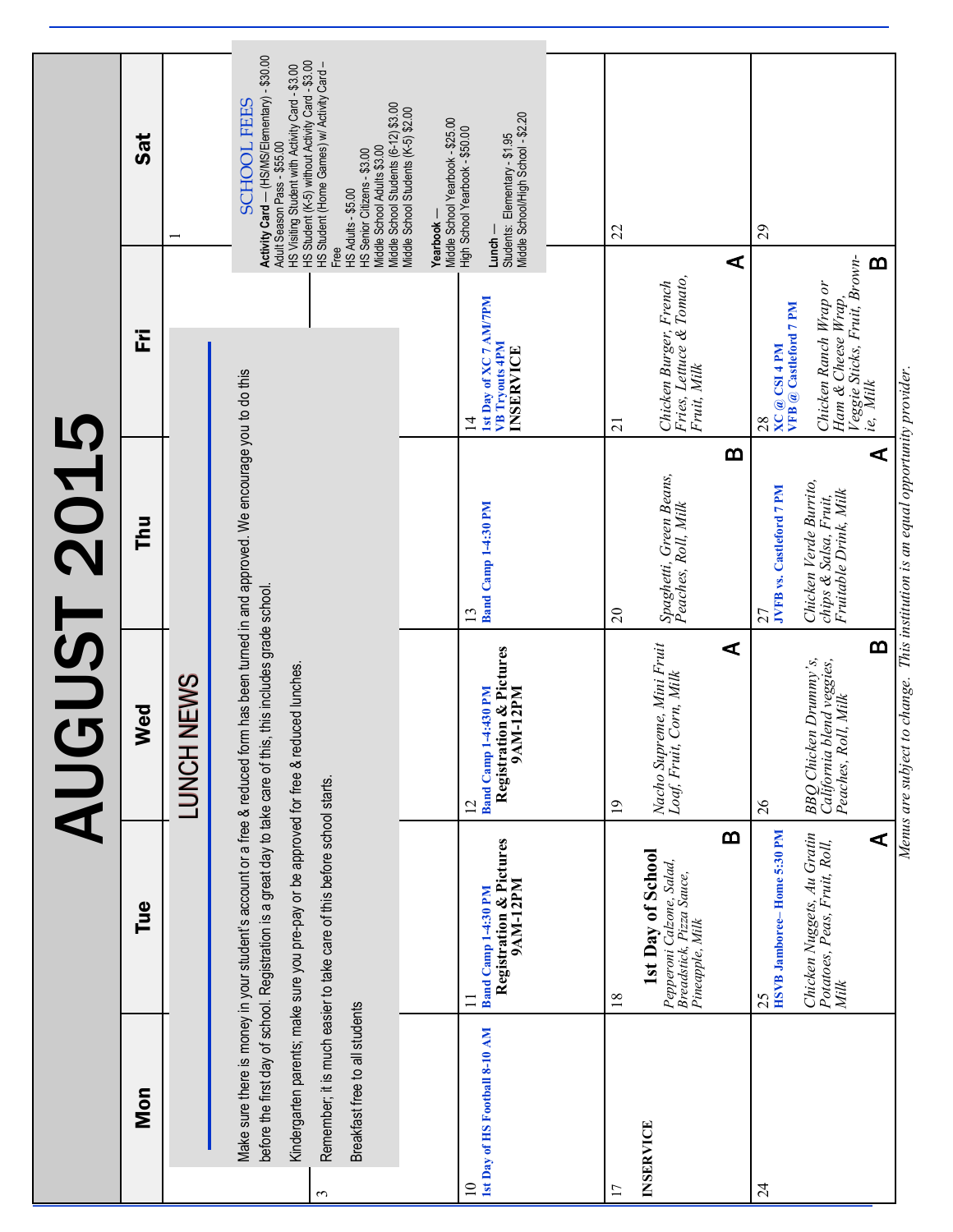# AUGUST 2015

| Mon | Tue | Wed | Thu | Fri | Sat |
|---|---|---|---|---|---|
| | | | | | 1 |
| 3 | | | | | |
| 10<br>**1st Day of HS Football 8-10 AM** | 11<br>**Band Camp 1-4:30 PM**<br>**Registration & Pictures 9AM-12PM** | 12<br>**Band Camp 1-4:430 PM**<br>**Registration & Pictures 9AM-12PM** | 13<br>**Band Camp 1-4:30 PM** | 14<br>**1st Day of XC 7 AM/7PM**<br>**VB Tryouts 4PM**<br>**INSERVICE** | |
| 17<br>**INSERVICE** | 18<br>**1st Day of School**<br>*Pepperoni Calzone, Salad, Breadstick, Pizza Sauce, Pineapple, Milk*<br>**B** | 19<br>*Nacho Supreme, Mini Fruit Loaf, Fruit, Corn, Milk*<br>**A** | 20<br>*Spaghetti, Green Beans, Peaches, Roll, Milk*<br>**B** | 21<br>*Chicken Burger, French Fries, Lettuce & Tomato, Fruit, Milk*<br>**A** | 22 |
| 24 | 25<br>**HSVB Jamboree– Home 5:30 PM**<br>*Chicken Nuggets, Au Gratin Potatoes, Peas, Fruit, Roll, Milk*<br>**A** | 26<br>*BBQ Chicken Drummy's, California blend veggies, Peaches, Roll, Milk*<br>**B** | 27<br>**JVFB vs. Castleford 7 PM**<br>*Chicken Verde Burrito, chips & Salsa, Fruit, Fruitable Drink, Milk*<br>**A** | 28<br>**XC @ CSI 4 PM**<br>**VFB @ Castleford 7 PM**<br>*Chicken Ranch Wrap or Ham & Cheese Wrap, Veggie Sticks, Fruit, Brownie, Milk*<br>**B** | 29 |

## LUNCH NEWS

Make sure there is money in your student's account or a free & reduced form has been turned in and approved. We encourage you to do this before the first day of school. Registration is a great day to take care of this, this includes grade school.

Kindergarten parents; make sure you pre-pay or be approved for free & reduced lunches.

Remember; it is much easier to take care of this before school starts.

Breakfast free to all students

## SCHOOL FEES

**Activity Card** — (HS/MS/Elementary) - $30.00
Adult Season Pass - $55.00
HS Visiting Student with Activity Card - $3.00
HS Student (K-5) without Activity Card - $3.00
HS Student (Home Games) w/ Activity Card – Free
HS Adults - $5.00
HS Senior Citizens - $3.00
Middle School Adults $3.00
Middle School Students (6-12) $3.00
Middle School Students (K-5) $2.00

**Yearbook** —
Middle School Yearbook - $25.00
High School Yearbook - $50.00

**Lunch** —
Students: Elementary - $1.95
Middle School/High School - $2.20

*Menus are subject to change. This institution is an equal opportunity provider.*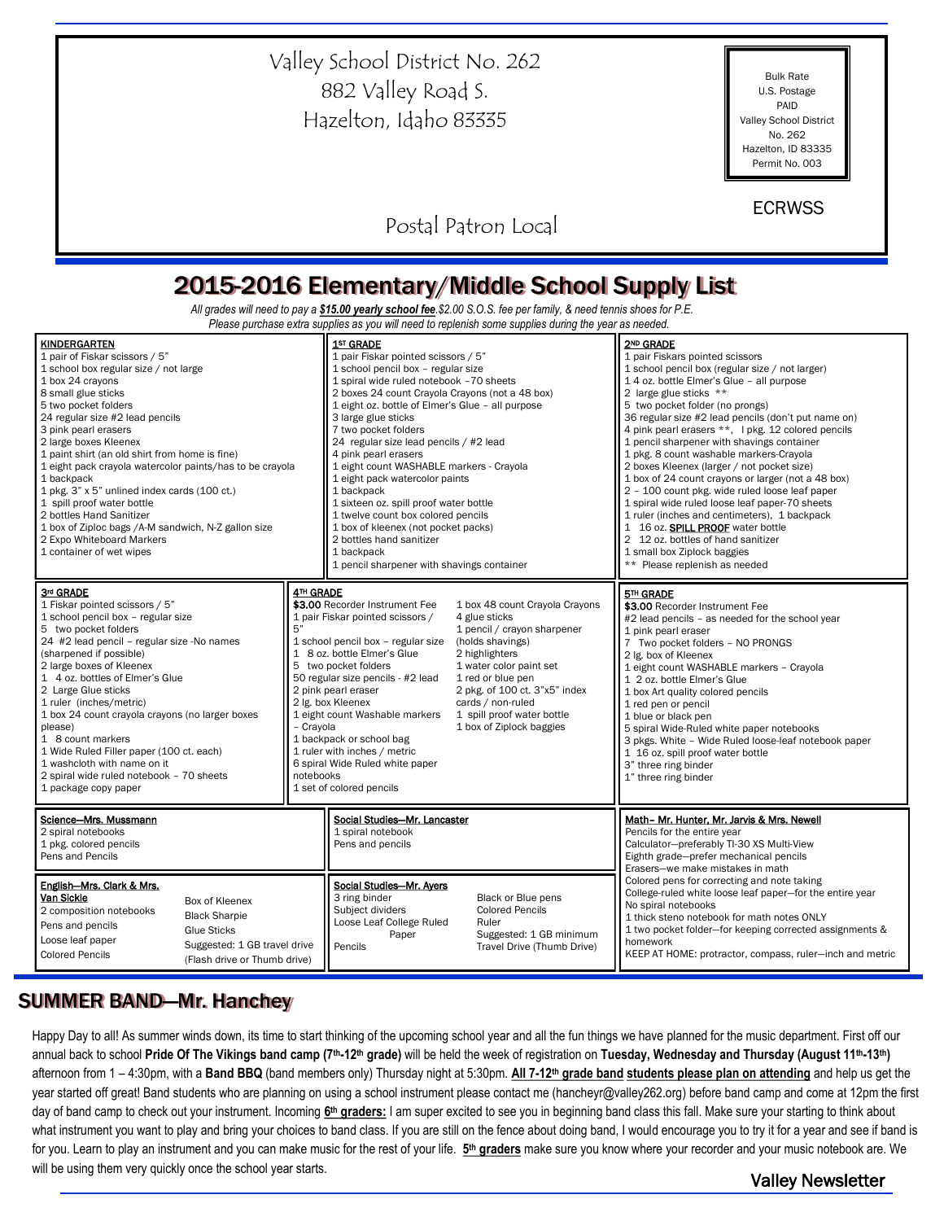Valley School District No. 262
882 Valley Road S.
Hazelton, Idaho 83335

Bulk Rate
U.S. Postage
PAID
Valley School District
No. 262
Hazelton, ID 83335
Permit No. 003

ECRWSS

Postal Patron Local

# 2015-2016 Elementary/Middle School Supply List

*All grades will need to pay a* ***$15.00 yearly school fee****.$2.00 S.O.S. fee per family, & need tennis shoes for P.E.*
*Please purchase extra supplies as you will need to replenish some supplies during the year as needed.*

**KINDERGARTEN**
1 pair of Fiskar scissors / 5"
1 school box regular size / not large
1 box 24 crayons
8 small glue sticks
5 two pocket folders
24 regular size #2 lead pencils
3 pink pearl erasers
2 large boxes Kleenex
1 paint shirt (an old shirt from home is fine)
1 eight pack crayola watercolor paints/has to be crayola
1 backpack
1 pkg. 3" x 5" unlined index cards (100 ct.)
1 spill proof water bottle
2 bottles Hand Sanitizer
1 box of Ziploc bags /A-M sandwich, N-Z gallon size
2 Expo Whiteboard Markers
1 container of wet wipes

**1ST GRADE**
1 pair Fiskar pointed scissors / 5"
1 school pencil box – regular size
1 spiral wide ruled notebook –70 sheets
2 boxes 24 count Crayola Crayons (not a 48 box)
1 eight oz. bottle of Elmer's Glue – all purpose
3 large glue sticks
7 two pocket folders
24 regular size lead pencils / #2 lead
4 pink pearl erasers
1 eight count WASHABLE markers - Crayola
1 eight pack watercolor paints
1 backpack
1 sixteen oz. spill proof water bottle
1 twelve count box colored pencils
1 box of kleenex (not pocket packs)
2 bottles hand sanitizer
1 backpack
1 pencil sharpener with shavings container

**2ND GRADE**
1 pair Fiskars pointed scissors
1 school pencil box (regular size / not larger)
1 4 oz. bottle Elmer's Glue – all purpose
2 large glue sticks **
5 two pocket folder (no prongs)
36 regular size #2 lead pencils (don't put name on)
4 pink pearl erasers **, 1 pkg. 12 colored pencils
1 pencil sharpener with shavings container
1 pkg. 8 count washable markers-Crayola
2 boxes Kleenex (larger / not pocket size)
1 box of 24 count crayons or larger (not a 48 box)
2 – 100 count pkg. wide ruled loose leaf paper
1 spiral wide ruled loose leaf paper-70 sheets
1 ruler (inches and centimeters), 1 backpack
1 16 oz. **SPILL PROOF** water bottle
2 12 oz. bottles of hand sanitizer
1 small box Ziplock baggies
** Please replenish as needed

**3rd GRADE**
1 Fiskar pointed scissors / 5"
1 school pencil box – regular size
5 two pocket folders
24 #2 lead pencil – regular size -No names (sharpened if possible)
2 large boxes of Kleenex
1 4 oz. bottles of Elmer's Glue
2 Large Glue sticks
1 ruler (inches/metric)
1 box 24 count crayola crayons (no larger boxes please)
1 8 count markers
1 Wide Ruled Filler paper (100 ct. each)
1 washcloth with name on it
2 spiral wide ruled notebook – 70 sheets
1 package copy paper

**4TH GRADE**
**$3.00** Recorder Instrument Fee
1 pair Fiskar pointed scissors / 5"
1 school pencil box – regular size
1 8 oz. bottle Elmer's Glue
5 two pocket folders
50 regular size pencils - #2 lead
2 pink pearl eraser
2 lg. box Kleenex
1 eight count Washable markers – Crayola
1 backpack or school bag
1 ruler with inches / metric
6 spiral Wide Ruled white paper notebooks
1 set of colored pencils
1 box 48 count Crayola Crayons
4 glue sticks
1 pencil / crayon sharpener (holds shavings)
2 highlighters
1 water color paint set
1 red or blue pen
2 pkg. of 100 ct. 3"x5" index cards / non-ruled
1 spill proof water bottle
1 box of Ziplock baggies

**5TH GRADE**
**$3.00** Recorder Instrument Fee
#2 lead pencils – as needed for the school year
1 pink pearl eraser
7 Two pocket folders – NO PRONGS
2 lg. box of Kleenex
1 eight count WASHABLE markers – Crayola
1 2 oz. bottle Elmer's Glue
1 box Art quality colored pencils
1 red pen or pencil
1 blue or black pen
5 spiral Wide-Ruled white paper notebooks
3 pkgs. White – Wide Ruled loose-leaf notebook paper
1 16 oz. spill proof water bottle
3" three ring binder
1" three ring binder

**Science—Mrs. Mussmann**
2 spiral notebooks
1 pkg. colored pencils
Pens and Pencils

**Social Studies—Mr. Lancaster**
1 spiral notebook
Pens and pencils

**Math– Mr. Hunter, Mr. Jarvis & Mrs. Newell**
Pencils for the entire year
Calculator—preferably TI-30 XS Multi-View
Eighth grade—prefer mechanical pencils
Erasers—we make mistakes in math
Colored pens for correcting and note taking
College-ruled white loose leaf paper—for the entire year
No spiral notebooks
1 thick steno notebook for math notes ONLY
1 two pocket folder—for keeping corrected assignments & homework
KEEP AT HOME: protractor, compass, ruler—inch and metric

**English—Mrs. Clark & Mrs. Van Sickle**
2 composition notebooks
Pens and pencils
Loose leaf paper
Colored Pencils
Box of Kleenex
Black Sharpie
Glue Sticks
Suggested: 1 GB travel drive (Flash drive or Thumb drive)

**Social Studies—Mr. Ayers**
3 ring binder
Subject dividers
Loose Leaf College Ruled Paper
Pencils
Black or Blue pens
Colored Pencils
Ruler
Suggested: 1 GB minimum Travel Drive (Thumb Drive)

## SUMMER BAND—Mr. Hanchey

Happy Day to all! As summer winds down, its time to start thinking of the upcoming school year and all the fun things we have planned for the music department. First off our annual back to school **Pride Of The Vikings band camp (7th-12th grade)** will be held the week of registration on **Tuesday, Wednesday and Thursday (August 11th-13th)** afternoon from 1 – 4:30pm, with a **Band BBQ** (band members only) Thursday night at 5:30pm. **All 7-12th grade band students please plan on attending** and help us get the year started off great! Band students who are planning on using a school instrument please contact me (hancheyr@valley262.org) before band camp and come at 12pm the first day of band camp to check out your instrument. Incoming **6th graders:** I am super excited to see you in beginning band class this fall. Make sure your starting to think about what instrument you want to play and bring your choices to band class. If you are still on the fence about doing band, I would encourage you to try it for a year and see if band is for you. Learn to play an instrument and you can make music for the rest of your life. **5th graders** make sure you know where your recorder and your music notebook are. We will be using them very quickly once the school year starts.